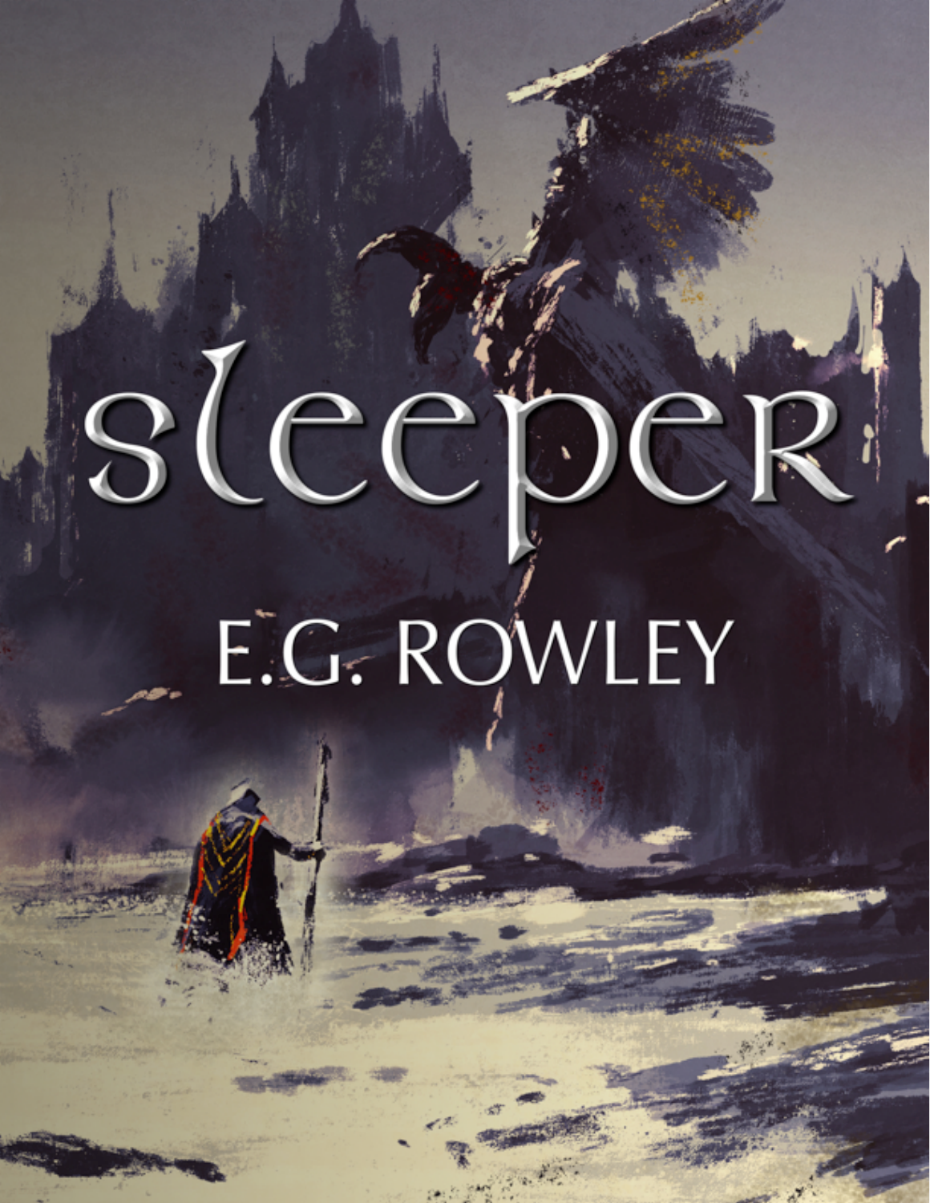# sleeper

E.G. ROWLEY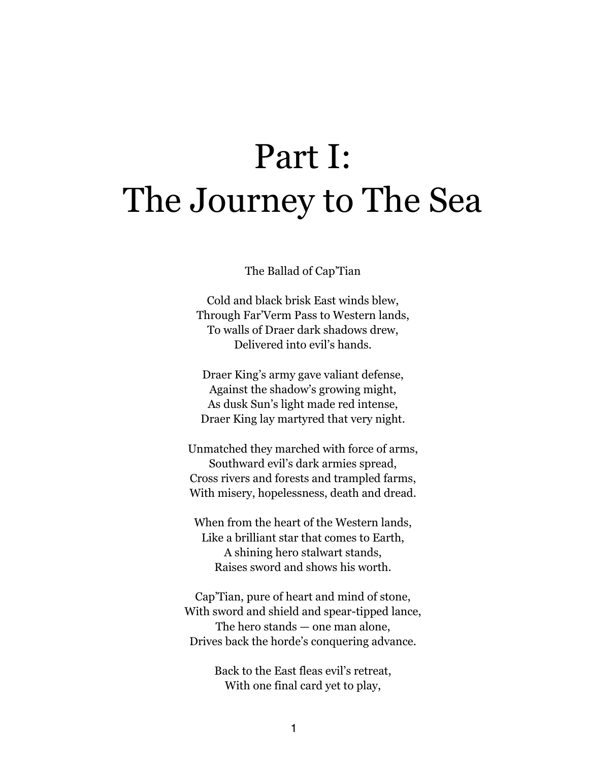# Part I:
# The Journey to The Sea

The Ballad of Cap'Tian

Cold and black brisk East winds blew,
Through Far'Verm Pass to Western lands,
To walls of Draer dark shadows drew,
Delivered into evil's hands.

Draer King's army gave valiant defense,
Against the shadow's growing might,
As dusk Sun's light made red intense,
Draer King lay martyred that very night.

Unmatched they marched with force of arms,
Southward evil's dark armies spread,
Cross rivers and forests and trampled farms,
With misery, hopelessness, death and dread.

When from the heart of the Western lands,
Like a brilliant star that comes to Earth,
A shining hero stalwart stands,
Raises sword and shows his worth.

Cap'Tian, pure of heart and mind of stone,
With sword and shield and spear-tipped lance,
The hero stands — one man alone,
Drives back the horde's conquering advance.

Back to the East fleas evil's retreat,
With one final card yet to play,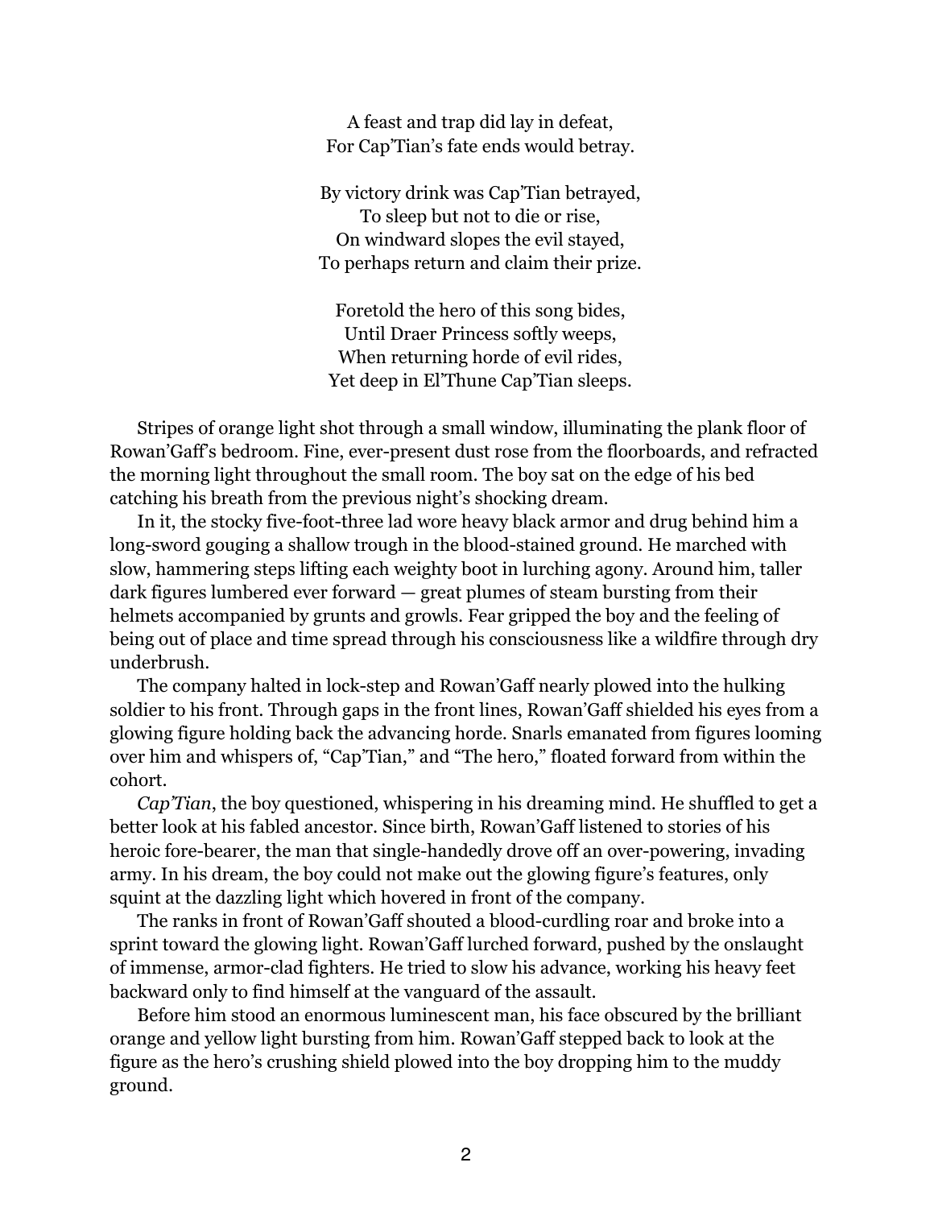A feast and trap did lay in defeat,  
For Cap'Tian's fate ends would betray.

By victory drink was Cap'Tian betrayed,  
To sleep but not to die or rise,  
On windward slopes the evil stayed,  
To perhaps return and claim their prize.

Foretold the hero of this song bides,  
Until Draer Princess softly weeps,  
When returning horde of evil rides,  
Yet deep in El'Thune Cap'Tian sleeps.

Stripes of orange light shot through a small window, illuminating the plank floor of Rowan'Gaff's bedroom. Fine, ever-present dust rose from the floorboards, and refracted the morning light throughout the small room. The boy sat on the edge of his bed catching his breath from the previous night's shocking dream.

In it, the stocky five-foot-three lad wore heavy black armor and drug behind him a long-sword gouging a shallow trough in the blood-stained ground. He marched with slow, hammering steps lifting each weighty boot in lurching agony. Around him, taller dark figures lumbered ever forward — great plumes of steam bursting from their helmets accompanied by grunts and growls. Fear gripped the boy and the feeling of being out of place and time spread through his consciousness like a wildfire through dry underbrush.

The company halted in lock-step and Rowan'Gaff nearly plowed into the hulking soldier to his front. Through gaps in the front lines, Rowan'Gaff shielded his eyes from a glowing figure holding back the advancing horde. Snarls emanated from figures looming over him and whispers of, "Cap'Tian," and "The hero," floated forward from within the cohort.

*Cap'Tian*, the boy questioned, whispering in his dreaming mind. He shuffled to get a better look at his fabled ancestor. Since birth, Rowan'Gaff listened to stories of his heroic fore-bearer, the man that single-handedly drove off an over-powering, invading army. In his dream, the boy could not make out the glowing figure's features, only squint at the dazzling light which hovered in front of the company.

The ranks in front of Rowan'Gaff shouted a blood-curdling roar and broke into a sprint toward the glowing light. Rowan'Gaff lurched forward, pushed by the onslaught of immense, armor-clad fighters. He tried to slow his advance, working his heavy feet backward only to find himself at the vanguard of the assault.

Before him stood an enormous luminescent man, his face obscured by the brilliant orange and yellow light bursting from him. Rowan'Gaff stepped back to look at the figure as the hero's crushing shield plowed into the boy dropping him to the muddy ground.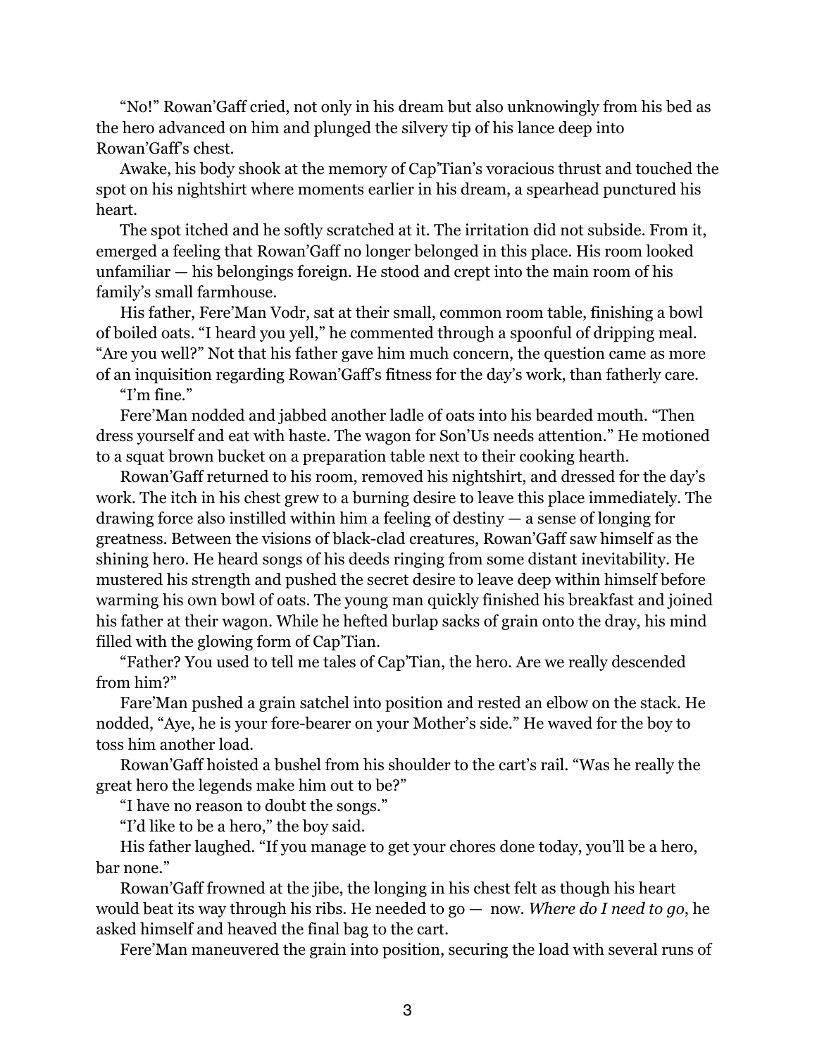"No!" Rowan'Gaff cried, not only in his dream but also unknowingly from his bed as the hero advanced on him and plunged the silvery tip of his lance deep into Rowan'Gaff's chest.

Awake, his body shook at the memory of Cap'Tian's voracious thrust and touched the spot on his nightshirt where moments earlier in his dream, a spearhead punctured his heart.

The spot itched and he softly scratched at it. The irritation did not subside. From it, emerged a feeling that Rowan'Gaff no longer belonged in this place. His room looked unfamiliar — his belongings foreign. He stood and crept into the main room of his family's small farmhouse.

His father, Fere'Man Vodr, sat at their small, common room table, finishing a bowl of boiled oats. "I heard you yell," he commented through a spoonful of dripping meal. "Are you well?" Not that his father gave him much concern, the question came as more of an inquisition regarding Rowan'Gaff's fitness for the day's work, than fatherly care.

"I'm fine."

Fere'Man nodded and jabbed another ladle of oats into his bearded mouth. "Then dress yourself and eat with haste. The wagon for Son'Us needs attention." He motioned to a squat brown bucket on a preparation table next to their cooking hearth.

Rowan'Gaff returned to his room, removed his nightshirt, and dressed for the day's work. The itch in his chest grew to a burning desire to leave this place immediately. The drawing force also instilled within him a feeling of destiny — a sense of longing for greatness. Between the visions of black-clad creatures, Rowan'Gaff saw himself as the shining hero. He heard songs of his deeds ringing from some distant inevitability. He mustered his strength and pushed the secret desire to leave deep within himself before warming his own bowl of oats. The young man quickly finished his breakfast and joined his father at their wagon. While he hefted burlap sacks of grain onto the dray, his mind filled with the glowing form of Cap'Tian.

"Father? You used to tell me tales of Cap'Tian, the hero. Are we really descended from him?"

Fare'Man pushed a grain satchel into position and rested an elbow on the stack. He nodded, "Aye, he is your fore-bearer on your Mother's side." He waved for the boy to toss him another load.

Rowan'Gaff hoisted a bushel from his shoulder to the cart's rail. "Was he really the great hero the legends make him out to be?"

"I have no reason to doubt the songs."

"I'd like to be a hero," the boy said.

His father laughed. "If you manage to get your chores done today, you'll be a hero, bar none."

Rowan'Gaff frowned at the jibe, the longing in his chest felt as though his heart would beat its way through his ribs. He needed to go — now. *Where do I need to go*, he asked himself and heaved the final bag to the cart.

Fere'Man maneuvered the grain into position, securing the load with several runs of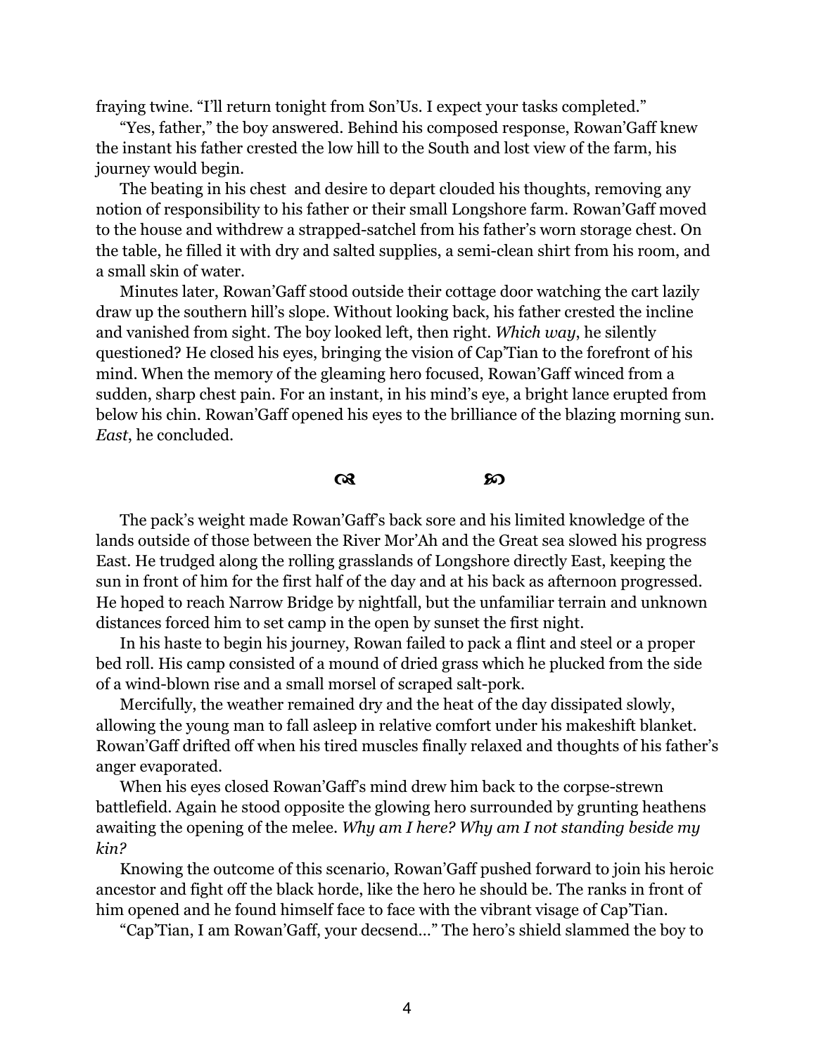fraying twine. "I'll return tonight from Son'Us. I expect your tasks completed."

"Yes, father," the boy answered. Behind his composed response, Rowan'Gaff knew the instant his father crested the low hill to the South and lost view of the farm, his journey would begin.

The beating in his chest  and desire to depart clouded his thoughts, removing any notion of responsibility to his father or their small Longshore farm. Rowan'Gaff moved to the house and withdrew a strapped-satchel from his father's worn storage chest. On the table, he filled it with dry and salted supplies, a semi-clean shirt from his room, and a small skin of water.

Minutes later, Rowan'Gaff stood outside their cottage door watching the cart lazily draw up the southern hill's slope. Without looking back, his father crested the incline and vanished from sight. The boy looked left, then right. *Which way*, he silently questioned? He closed his eyes, bringing the vision of Cap'Tian to the forefront of his mind. When the memory of the gleaming hero focused, Rowan'Gaff winced from a sudden, sharp chest pain. For an instant, in his mind's eye, a bright lance erupted from below his chin. Rowan'Gaff opened his eyes to the brilliance of the blazing morning sun. *East*, he concluded.

ଔ ଓ

The pack's weight made Rowan'Gaff's back sore and his limited knowledge of the lands outside of those between the River Mor'Ah and the Great sea slowed his progress East. He trudged along the rolling grasslands of Longshore directly East, keeping the sun in front of him for the first half of the day and at his back as afternoon progressed. He hoped to reach Narrow Bridge by nightfall, but the unfamiliar terrain and unknown distances forced him to set camp in the open by sunset the first night.

In his haste to begin his journey, Rowan failed to pack a flint and steel or a proper bed roll. His camp consisted of a mound of dried grass which he plucked from the side of a wind-blown rise and a small morsel of scraped salt-pork.

Mercifully, the weather remained dry and the heat of the day dissipated slowly, allowing the young man to fall asleep in relative comfort under his makeshift blanket. Rowan'Gaff drifted off when his tired muscles finally relaxed and thoughts of his father's anger evaporated.

When his eyes closed Rowan'Gaff's mind drew him back to the corpse-strewn battlefield. Again he stood opposite the glowing hero surrounded by grunting heathens awaiting the opening of the melee. *Why am I here? Why am I not standing beside my kin?*

Knowing the outcome of this scenario, Rowan'Gaff pushed forward to join his heroic ancestor and fight off the black horde, like the hero he should be. The ranks in front of him opened and he found himself face to face with the vibrant visage of Cap'Tian.

"Cap'Tian, I am Rowan'Gaff, your decsend…" The hero's shield slammed the boy to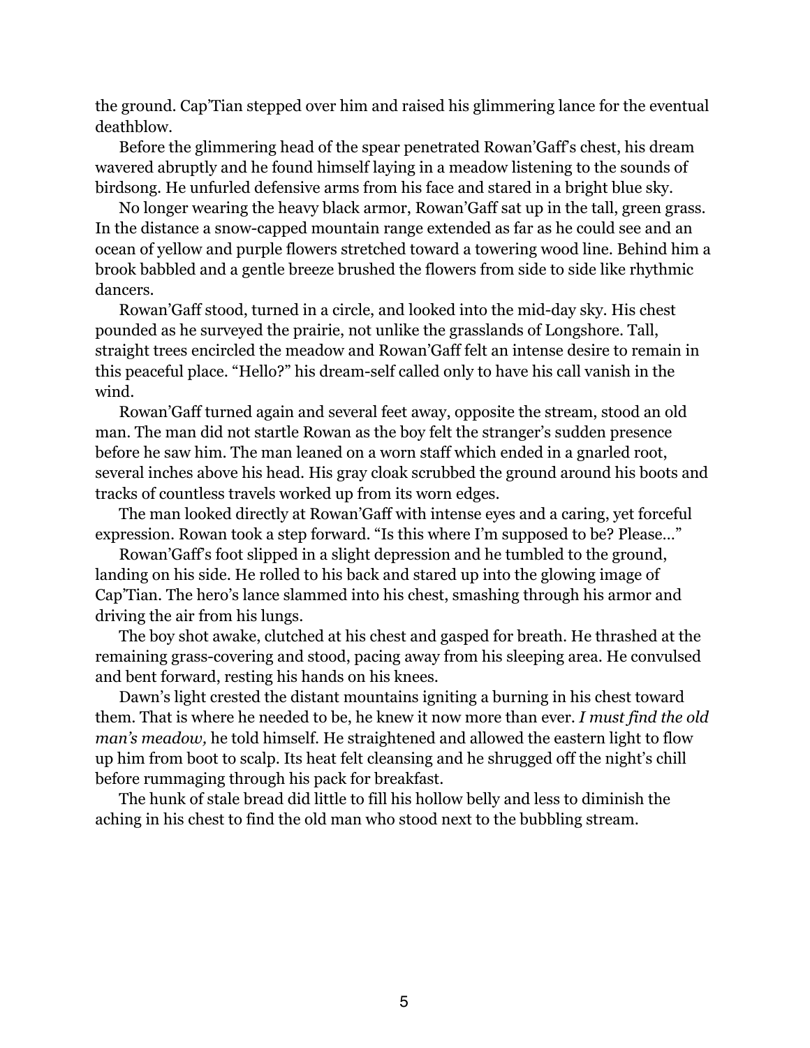the ground. Cap'Tian stepped over him and raised his glimmering lance for the eventual deathblow.

Before the glimmering head of the spear penetrated Rowan'Gaff's chest, his dream wavered abruptly and he found himself laying in a meadow listening to the sounds of birdsong. He unfurled defensive arms from his face and stared in a bright blue sky.

No longer wearing the heavy black armor, Rowan'Gaff sat up in the tall, green grass. In the distance a snow-capped mountain range extended as far as he could see and an ocean of yellow and purple flowers stretched toward a towering wood line. Behind him a brook babbled and a gentle breeze brushed the flowers from side to side like rhythmic dancers.

Rowan'Gaff stood, turned in a circle, and looked into the mid-day sky. His chest pounded as he surveyed the prairie, not unlike the grasslands of Longshore. Tall, straight trees encircled the meadow and Rowan'Gaff felt an intense desire to remain in this peaceful place. "Hello?" his dream-self called only to have his call vanish in the wind.

Rowan'Gaff turned again and several feet away, opposite the stream, stood an old man. The man did not startle Rowan as the boy felt the stranger's sudden presence before he saw him. The man leaned on a worn staff which ended in a gnarled root, several inches above his head. His gray cloak scrubbed the ground around his boots and tracks of countless travels worked up from its worn edges.

The man looked directly at Rowan'Gaff with intense eyes and a caring, yet forceful expression. Rowan took a step forward. "Is this where I'm supposed to be? Please…"

Rowan'Gaff's foot slipped in a slight depression and he tumbled to the ground, landing on his side. He rolled to his back and stared up into the glowing image of Cap'Tian. The hero's lance slammed into his chest, smashing through his armor and driving the air from his lungs.

The boy shot awake, clutched at his chest and gasped for breath. He thrashed at the remaining grass-covering and stood, pacing away from his sleeping area. He convulsed and bent forward, resting his hands on his knees.

Dawn's light crested the distant mountains igniting a burning in his chest toward them. That is where he needed to be, he knew it now more than ever. *I must find the old man's meadow,* he told himself. He straightened and allowed the eastern light to flow up him from boot to scalp. Its heat felt cleansing and he shrugged off the night's chill before rummaging through his pack for breakfast.

The hunk of stale bread did little to fill his hollow belly and less to diminish the aching in his chest to find the old man who stood next to the bubbling stream.